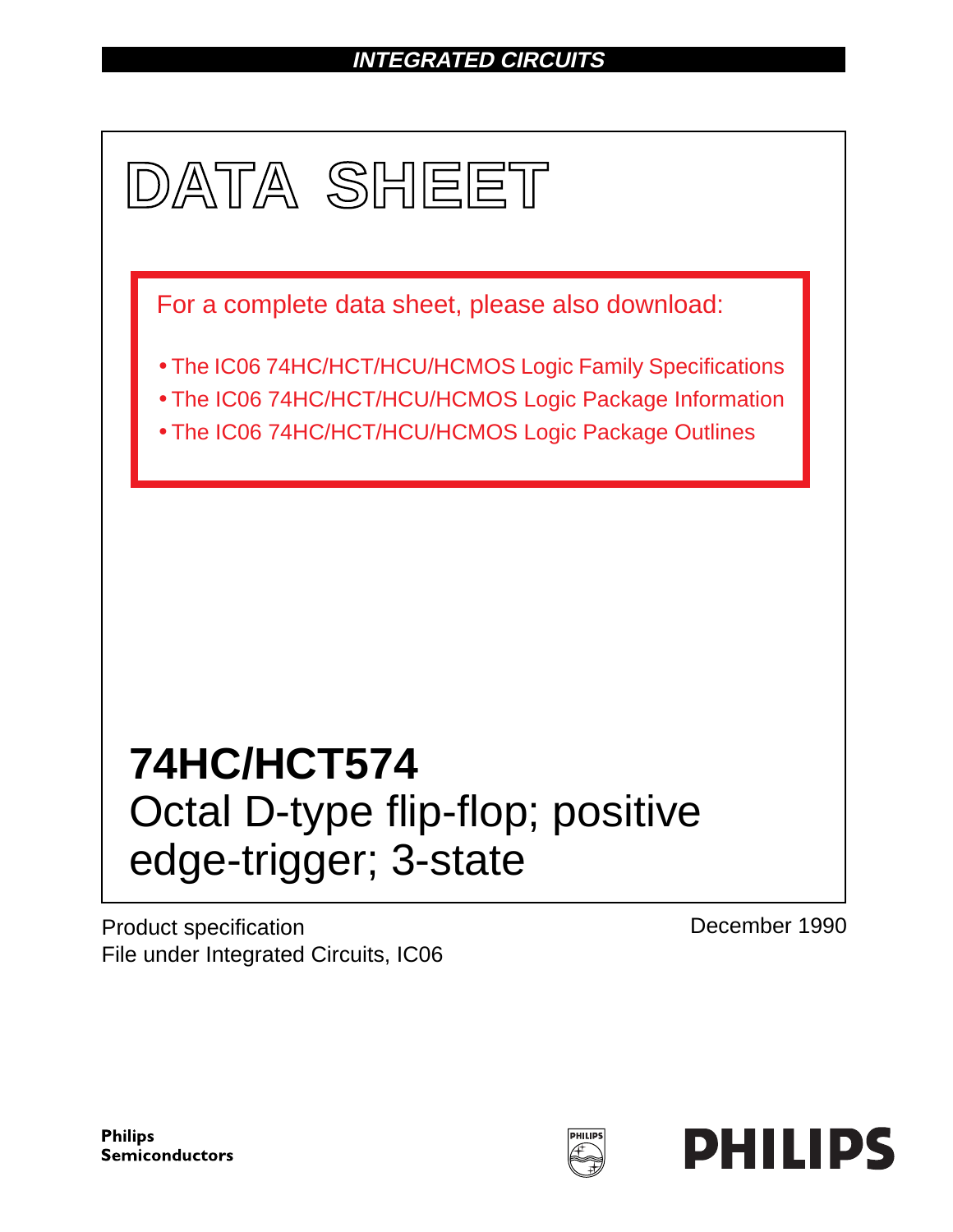**INTEGRATED CIRCUITS**

# DATA SHEET

For a complete data sheet, please also download:

- The IC06 74HC/HCT/HCU/HCMOS Logic Family Specifications
- The IC06 74HC/HCT/HCU/HCMOS Logic Package Information
- The IC06 74HC/HCT/HCU/HCMOS Logic Package Outlines

## 74HC/HCT574

Octal D-type flip-flop; positive edge-trigger; 3-state

Product specification
File under Integrated Circuits, IC06

December 1990

**Philips Semiconductors**

**PHILIPS**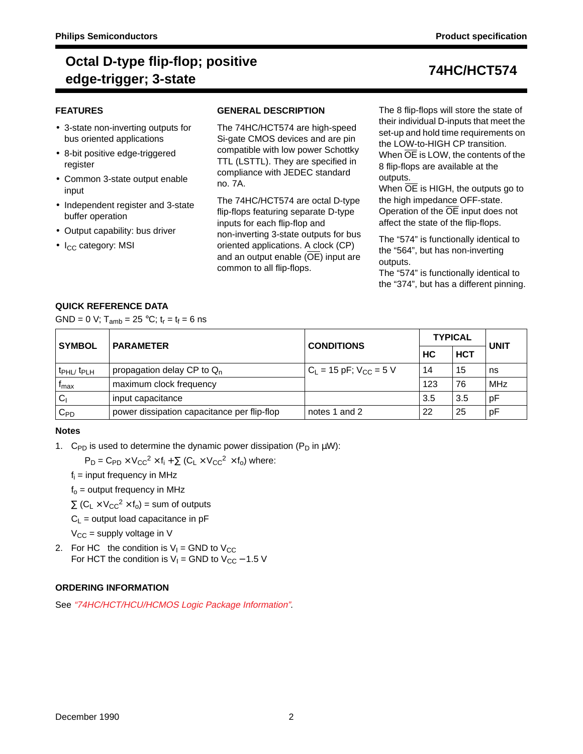# Octal D-type flip-flop; positive edge-trigger; 3-state

## 74HC/HCT574

### FEATURES

- 3-state non-inverting outputs for bus oriented applications
- 8-bit positive edge-triggered register
- Common 3-state output enable input
- Independent register and 3-state buffer operation
- Output capability: bus driver
- $I_{CC}$ category: MSI

### GENERAL DESCRIPTION

The 74HC/HCT574 are high-speed Si-gate CMOS devices and are pin compatible with low power Schottky TTL (LSTTL). They are specified in compliance with JEDEC standard no. 7A.

The 74HC/HCT574 are octal D-type flip-flops featuring separate D-type inputs for each flip-flop and non-inverting 3-state outputs for bus oriented applications. A clock (CP) and an output enable ($\overline{OE}$) input are common to all flip-flops.

The 8 flip-flops will store the state of their individual D-inputs that meet the set-up and hold time requirements on the LOW-to-HIGH CP transition.
When $\overline{OE}$ is LOW, the contents of the 8 flip-flops are available at the outputs.
When $\overline{OE}$ is HIGH, the outputs go to the high impedance OFF-state. Operation of the $\overline{OE}$ input does not affect the state of the flip-flops.

The "574" is functionally identical to the "564", but has non-inverting outputs.
The "574" is functionally identical to the "374", but has a different pinning.

### QUICK REFERENCE DATA

GND = 0 V; $T_{amb}$ = 25 °C; $t_r = t_f$ = 6 ns

| SYMBOL | PARAMETER | CONDITIONS | TYPICAL | | UNIT |
|---|---|---|---|---|---|
| | | | HC | HCT | |
| $t_{PHL}$/ $t_{PLH}$ | propagation delay CP to $Q_n$ | $C_L$ = 15 pF; $V_{CC}$ = 5 V | 14 | 15 | ns |
| $f_{max}$ | maximum clock frequency | | 123 | 76 | MHz |
| $C_I$ | input capacitance | | 3.5 | 3.5 | pF |
| $C_{PD}$ | power dissipation capacitance per flip-flop | notes 1 and 2 | 22 | 25 | pF |

#### Notes

1. $C_{PD}$ is used to determine the dynamic power dissipation ($P_D$ in μW):

   $P_D = C_{PD} \times V_{CC}^2 \times f_i + \sum (C_L \times V_{CC}^2 \times f_o)$ where:

   $f_i$ = input frequency in MHz

   $f_o$ = output frequency in MHz

   $\sum (C_L \times V_{CC}^2 \times f_o)$ = sum of outputs

   $C_L$ = output load capacitance in pF

   $V_{CC}$ = supply voltage in V

2. For HC the condition is $V_I$ = GND to $V_{CC}$
   For HCT the condition is $V_I$ = GND to $V_{CC}$ − 1.5 V

### ORDERING INFORMATION

See *"74HC/HCT/HCU/HCMOS Logic Package Information"*.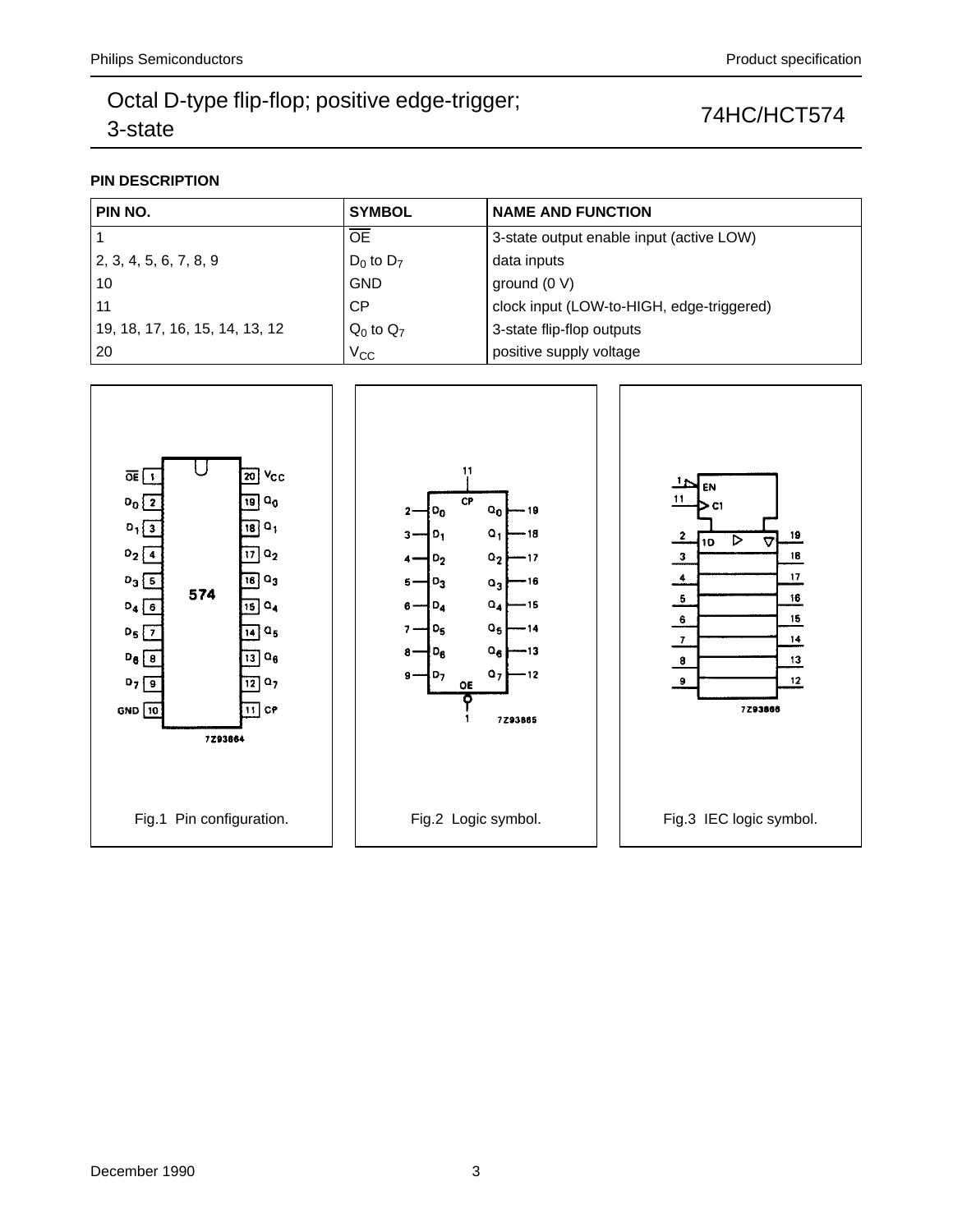### PIN DESCRIPTION

| PIN NO. | SYMBOL | NAME AND FUNCTION |
|---|---|---|
| 1 | $\overline{OE}$ | 3-state output enable input (active LOW) |
| 2, 3, 4, 5, 6, 7, 8, 9 | $D_0$ to $D_7$ | data inputs |
| 10 | GND | ground (0 V) |
| 11 | CP | clock input (LOW-to-HIGH, edge-triggered) |
| 19, 18, 17, 16, 15, 14, 13, 12 | $Q_0$ to $Q_7$ | 3-state flip-flop outputs |
| 20 | $V_{CC}$ | positive supply voltage |

Fig.1 Pin configuration.

Fig.2 Logic symbol.

Fig.3 IEC logic symbol.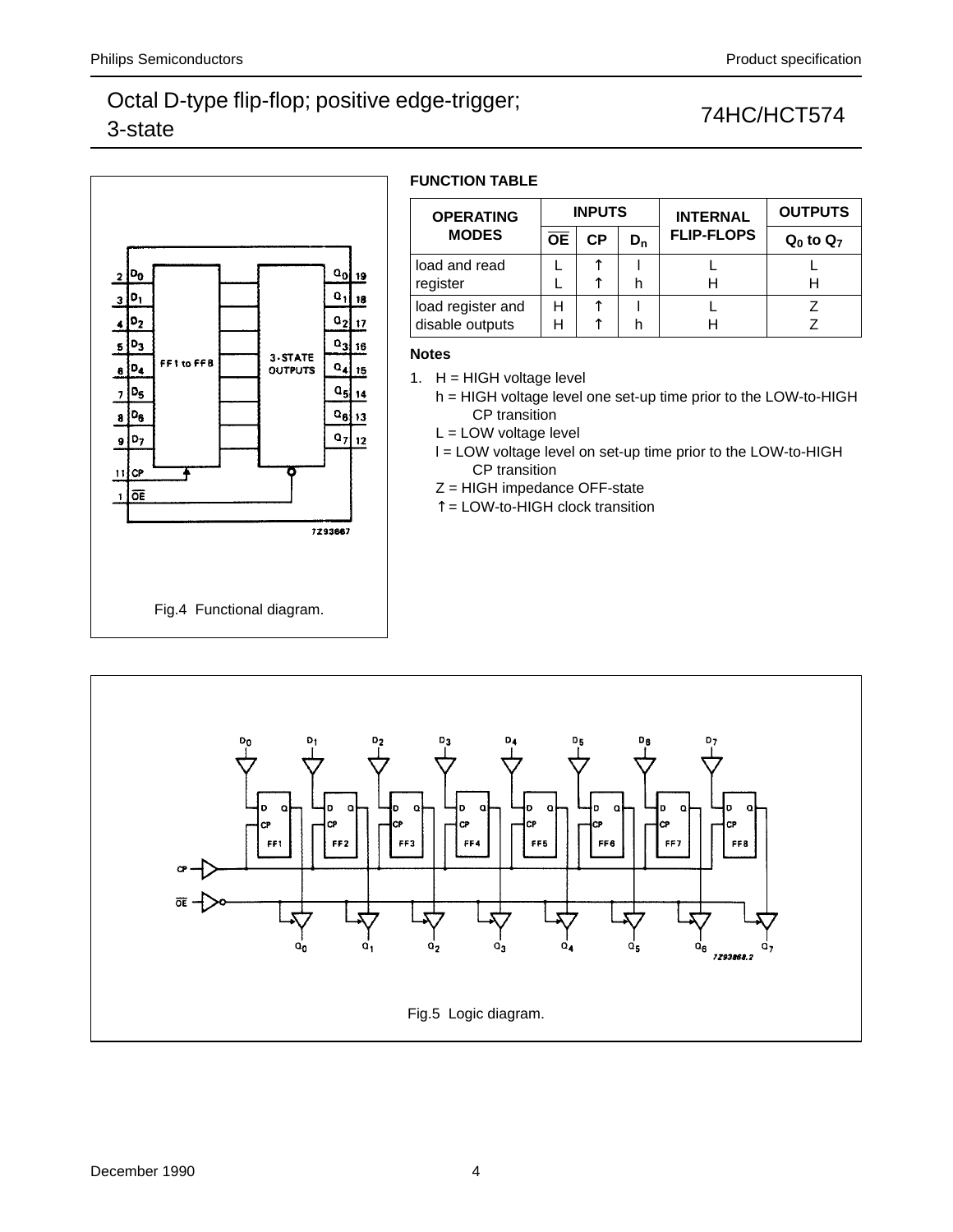Fig.4 Functional diagram.

**FUNCTION TABLE**

| OPERATING MODES | INPUTS | | | INTERNAL FLIP-FLOPS | OUTPUTS |
|---|---|---|---|---|---|
| | $\overline{OE}$ | CP | $D_n$ | | $Q_0$ to $Q_7$ |
| load and read register | L<br>L | ↑<br>↑ | l<br>h | L<br>H | L<br>H |
| load register and disable outputs | H<br>H | ↑<br>↑ | l<br>h | L<br>H | Z<br>Z |

**Notes**

1. H = HIGH voltage level
   h = HIGH voltage level one set-up time prior to the LOW-to-HIGH CP transition
   L = LOW voltage level
   l = LOW voltage level on set-up time prior to the LOW-to-HIGH CP transition
   Z = HIGH impedance OFF-state
   ↑ = LOW-to-HIGH clock transition

Fig.5 Logic diagram.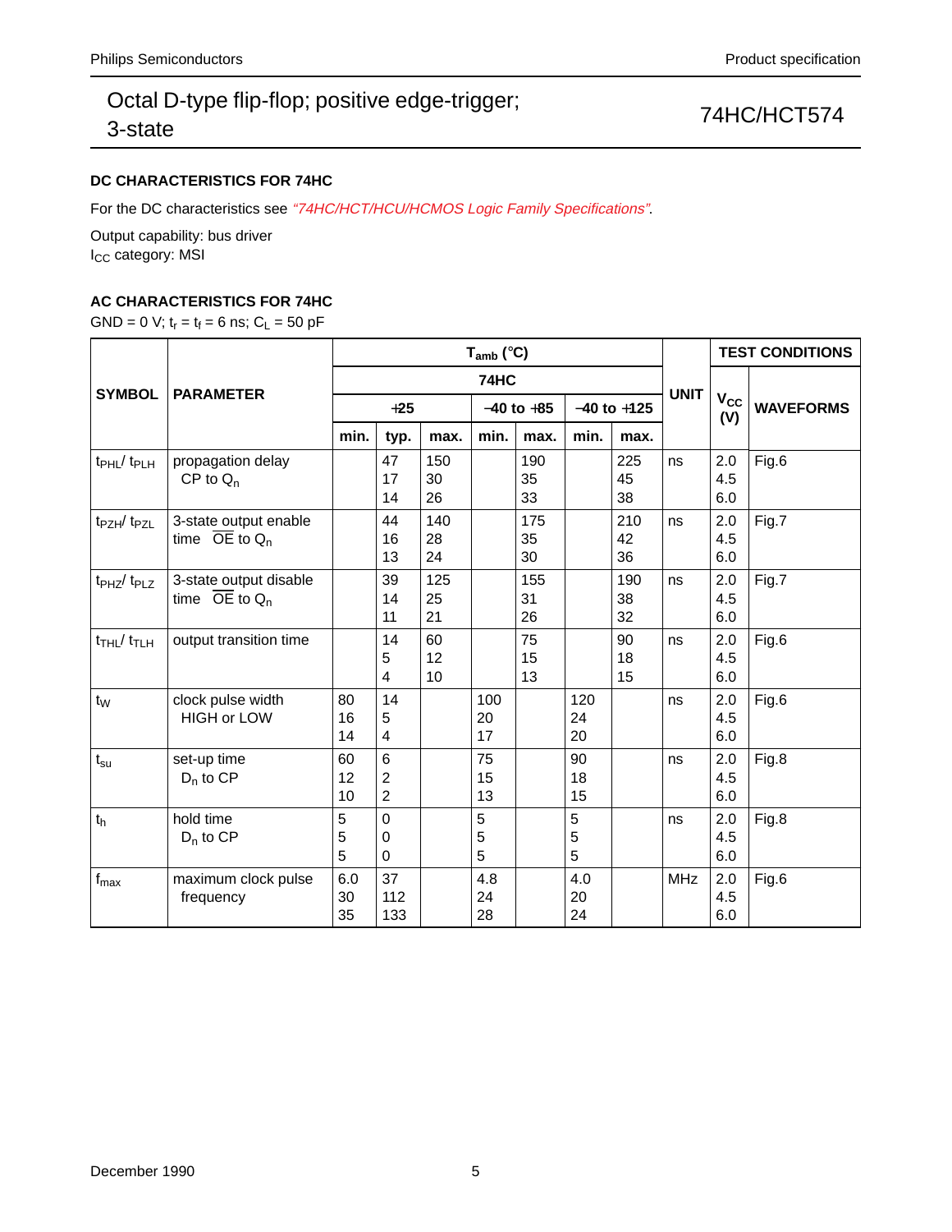### DC CHARACTERISTICS FOR 74HC

For the DC characteristics see *"74HC/HCT/HCU/HCMOS Logic Family Specifications"*.

Output capability: bus driver
$I_{CC}$ category: MSI

### AC CHARACTERISTICS FOR 74HC

GND = 0 V; $t_r = t_f = 6$ ns; $C_L = 50$ pF

| SYMBOL | PARAMETER | $T_{amb}$ (°C) | | | | | | | UNIT | TEST CONDITIONS | |
|---|---|---|---|---|---|---|---|---|---|---|---|
| | | 74HC | | | | | | | | $V_{CC}$ (V) | WAVEFORMS |
| | | +25 | | | −40 to +85 | | −40 to +125 | | | | |
| | | min. | typ. | max. | min. | max. | min. | max. | | | |
| $t_{PHL}$/ $t_{PLH}$ | propagation delay CP to $Q_n$ | | 47<br>17<br>14 | 150<br>30<br>26 | | 190<br>35<br>33 | | 225<br>45<br>38 | ns | 2.0<br>4.5<br>6.0 | Fig.6 |
| $t_{PZH}$/ $t_{PZL}$ | 3-state output enable time $\overline{OE}$ to $Q_n$ | | 44<br>16<br>13 | 140<br>28<br>24 | | 175<br>35<br>30 | | 210<br>42<br>36 | ns | 2.0<br>4.5<br>6.0 | Fig.7 |
| $t_{PHZ}$/ $t_{PLZ}$ | 3-state output disable time $\overline{OE}$ to $Q_n$ | | 39<br>14<br>11 | 125<br>25<br>21 | | 155<br>31<br>26 | | 190<br>38<br>32 | ns | 2.0<br>4.5<br>6.0 | Fig.7 |
| $t_{THL}$/ $t_{TLH}$ | output transition time | | 14<br>5<br>4 | 60<br>12<br>10 | | 75<br>15<br>13 | | 90<br>18<br>15 | ns | 2.0<br>4.5<br>6.0 | Fig.6 |
| $t_W$ | clock pulse width HIGH or LOW | 80<br>16<br>14 | 14<br>5<br>4 | | 100<br>20<br>17 | | 120<br>24<br>20 | | ns | 2.0<br>4.5<br>6.0 | Fig.6 |
| $t_{su}$ | set-up time $D_n$ to CP | 60<br>12<br>10 | 6<br>2<br>2 | | 75<br>15<br>13 | | 90<br>18<br>15 | | ns | 2.0<br>4.5<br>6.0 | Fig.8 |
| $t_h$ | hold time $D_n$ to CP | 5<br>5<br>5 | 0<br>0<br>0 | | 5<br>5<br>5 | | 5<br>5<br>5 | | ns | 2.0<br>4.5<br>6.0 | Fig.8 |
| $f_{max}$ | maximum clock pulse frequency | 6.0<br>30<br>35 | 37<br>112<br>133 | | 4.8<br>24<br>28 | | 4.0<br>20<br>24 | | MHz | 2.0<br>4.5<br>6.0 | Fig.6 |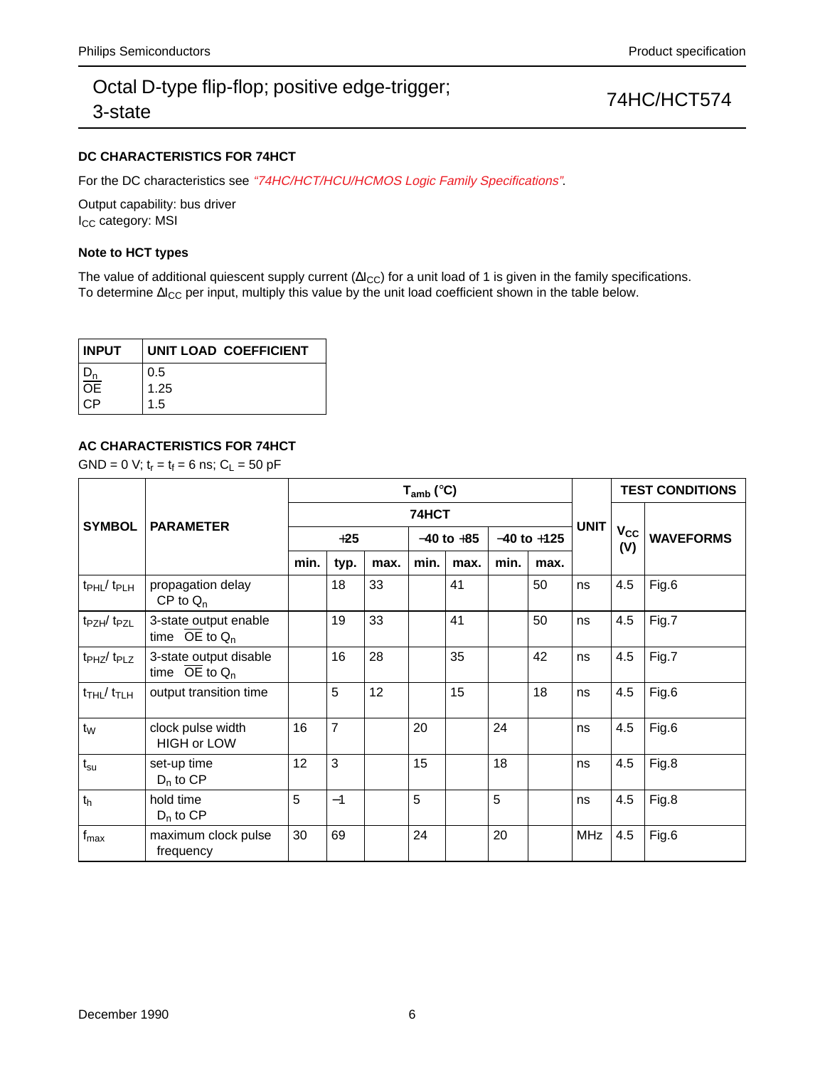### DC CHARACTERISTICS FOR 74HCT

For the DC characteristics see *"74HC/HCT/HCU/HCMOS Logic Family Specifications"*.

Output capability: bus driver
$I_{CC}$ category: MSI

### Note to HCT types

The value of additional quiescent supply current ($\Delta I_{CC}$) for a unit load of 1 is given in the family specifications. To determine $\Delta I_{CC}$ per input, multiply this value by the unit load coefficient shown in the table below.

| INPUT | UNIT LOAD COEFFICIENT |
|---|---|
| $D_n$ | 0.5 |
| $\overline{OE}$ | 1.25 |
| CP | 1.5 |

### AC CHARACTERISTICS FOR 74HCT

GND = 0 V; $t_r = t_f = 6$ ns; $C_L = 50$ pF

| SYMBOL | PARAMETER | $T_{amb}$ (°C) | | | | | | | UNIT | TEST CONDITIONS | |
|---|---|---|---|---|---|---|---|---|---|---|---|
| | | 74HCT | | | | | | | | $V_{CC}$ (V) | WAVEFORMS |
| | | +25 | | | −40 to +85 | | −40 to +125 | | | | |
| | | min. | typ. | max. | min. | max. | min. | max. | | | |
| $t_{PHL}$/ $t_{PLH}$ | propagation delay CP to $Q_n$ | | 18 | 33 | | 41 | | 50 | ns | 4.5 | Fig.6 |
| $t_{PZH}$/ $t_{PZL}$ | 3-state output enable time $\overline{OE}$ to $Q_n$ | | 19 | 33 | | 41 | | 50 | ns | 4.5 | Fig.7 |
| $t_{PHZ}$/ $t_{PLZ}$ | 3-state output disable time $\overline{OE}$ to $Q_n$ | | 16 | 28 | | 35 | | 42 | ns | 4.5 | Fig.7 |
| $t_{THL}$/ $t_{TLH}$ | output transition time | | 5 | 12 | | 15 | | 18 | ns | 4.5 | Fig.6 |
| $t_W$ | clock pulse width HIGH or LOW | 16 | 7 | | 20 | | 24 | | ns | 4.5 | Fig.6 |
| $t_{su}$ | set-up time $D_n$ to CP | 12 | 3 | | 15 | | 18 | | ns | 4.5 | Fig.8 |
| $t_h$ | hold time $D_n$ to CP | 5 | −1 | | 5 | | 5 | | ns | 4.5 | Fig.8 |
| $f_{max}$ | maximum clock pulse frequency | 30 | 69 | | 24 | | 20 | | MHz | 4.5 | Fig.6 |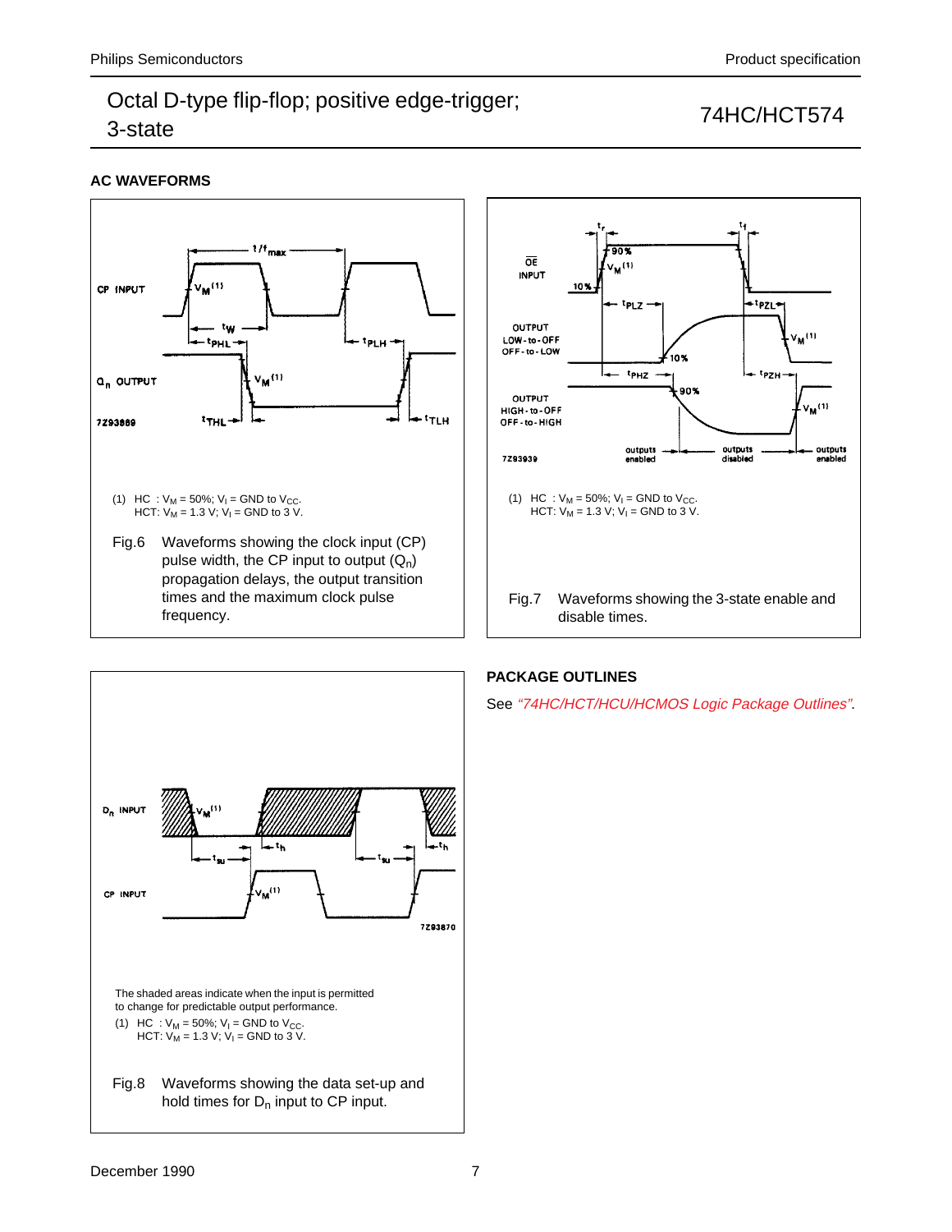## AC WAVEFORMS

CP INPUT

$Q_n$ OUTPUT

$t/f_{max}$

$V_M$ (1)

$t_W$

$t_{PHL}$

$t_{PLH}$

$t_{THL}$

$t_{TLH}$

7Z93869

(1) HC : $V_M$ = 50%; $V_I$ = GND to $V_{CC}$.
HCT: $V_M$ = 1.3 V; $V_I$ = GND to 3 V.

Fig.6 Waveforms showing the clock input (CP) pulse width, the CP input to output ($Q_n$) propagation delays, the output transition times and the maximum clock pulse frequency.

$\overline{OE}$ INPUT

OUTPUT LOW-to-OFF OFF-to-LOW

OUTPUT HIGH-to-OFF OFF-to-HIGH

$t_r$

$t_f$

90%

10%

$V_M$ (1)

$t_{PLZ}$

$t_{PZL}$

$t_{PHZ}$

$t_{PZH}$

outputs enabled

outputs disabled

outputs enabled

7Z93939

(1) HC : $V_M$ = 50%; $V_I$ = GND to $V_{CC}$.
HCT: $V_M$ = 1.3 V; $V_I$ = GND to 3 V.

Fig.7 Waveforms showing the 3-state enable and disable times.

$D_n$ INPUT

CP INPUT

$V_M$ (1)

$t_{su}$

$t_h$

7Z93870

The shaded areas indicate when the input is permitted to change for predictable output performance.

(1) HC : $V_M$ = 50%; $V_I$ = GND to $V_{CC}$.
HCT: $V_M$ = 1.3 V; $V_I$ = GND to 3 V.

Fig.8 Waveforms showing the data set-up and hold times for $D_n$ input to CP input.

## PACKAGE OUTLINES

See *"74HC/HCT/HCU/HCMOS Logic Package Outlines"*.